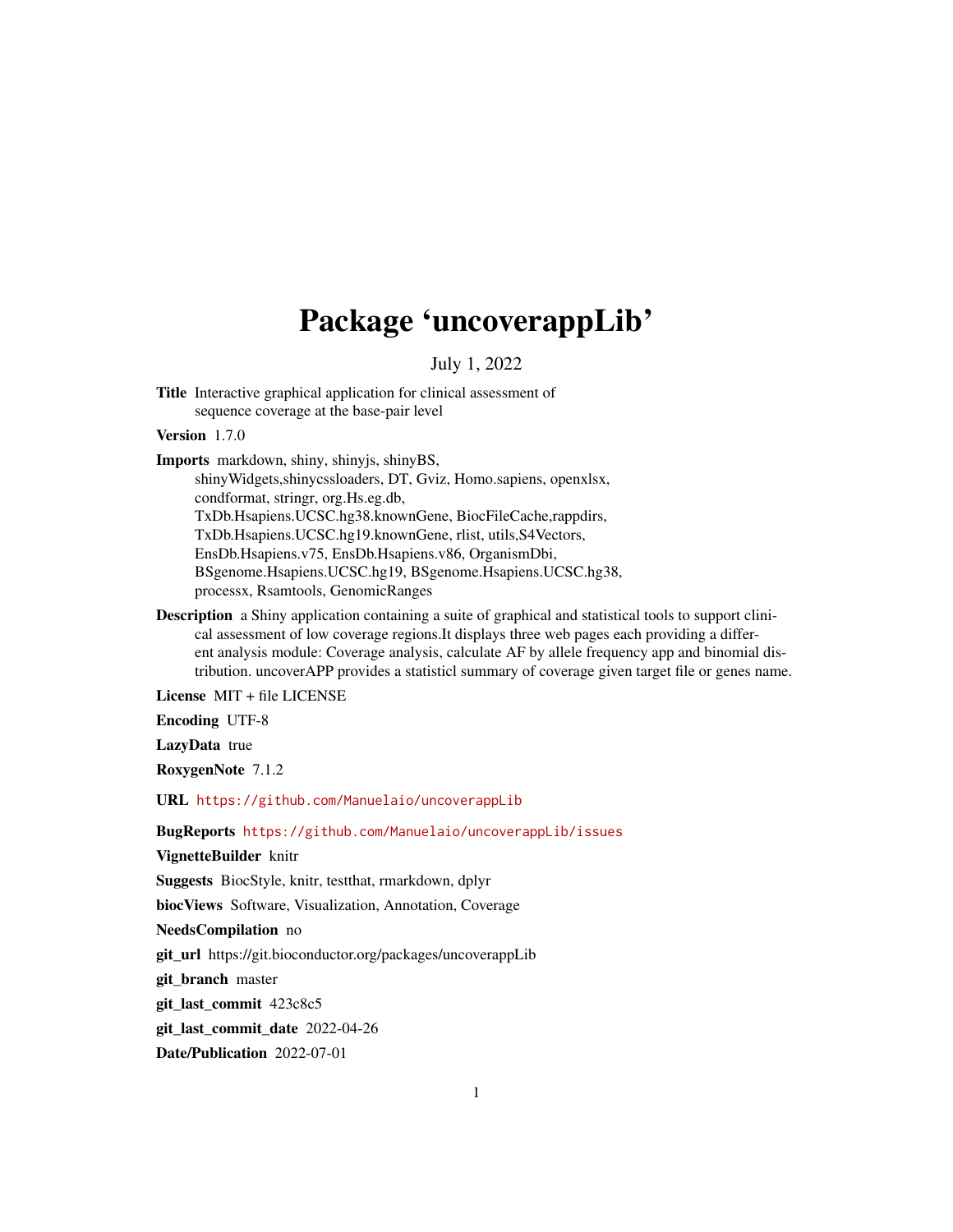# Package 'uncoverappLib'

July 1, 2022

**Title** Interactive graphical application for clinical assessment of sequence coverage at the base-pair level

**Version** 1.7.0

**Imports** markdown, shiny, shinyjs, shinyBS, shinyWidgets,shinycssloaders, DT, Gviz, Homo.sapiens, openxlsx, condformat, stringr, org.Hs.eg.db, TxDb.Hsapiens.UCSC.hg38.knownGene, BiocFileCache,rappdirs, TxDb.Hsapiens.UCSC.hg19.knownGene, rlist, utils,S4Vectors, EnsDb.Hsapiens.v75, EnsDb.Hsapiens.v86, OrganismDbi, BSgenome.Hsapiens.UCSC.hg19, BSgenome.Hsapiens.UCSC.hg38, processx, Rsamtools, GenomicRanges

**Description** a Shiny application containing a suite of graphical and statistical tools to support clinical assessment of low coverage regions.It displays three web pages each providing a different analysis module: Coverage analysis, calculate AF by allele frequency app and binomial distribution. uncoverAPP provides a statisticl summary of coverage given target file or genes name.

**License** MIT + file LICENSE

**Encoding** UTF-8

**LazyData** true

**RoxygenNote** 7.1.2

**URL** https://github.com/Manuelaio/uncoverappLib

**BugReports** https://github.com/Manuelaio/uncoverappLib/issues

**VignetteBuilder** knitr

**Suggests** BiocStyle, knitr, testthat, rmarkdown, dplyr

**biocViews** Software, Visualization, Annotation, Coverage

**NeedsCompilation** no

**git_url** https://git.bioconductor.org/packages/uncoverappLib

**git_branch** master

**git_last_commit** 423c8c5

**git_last_commit_date** 2022-04-26

**Date/Publication** 2022-07-01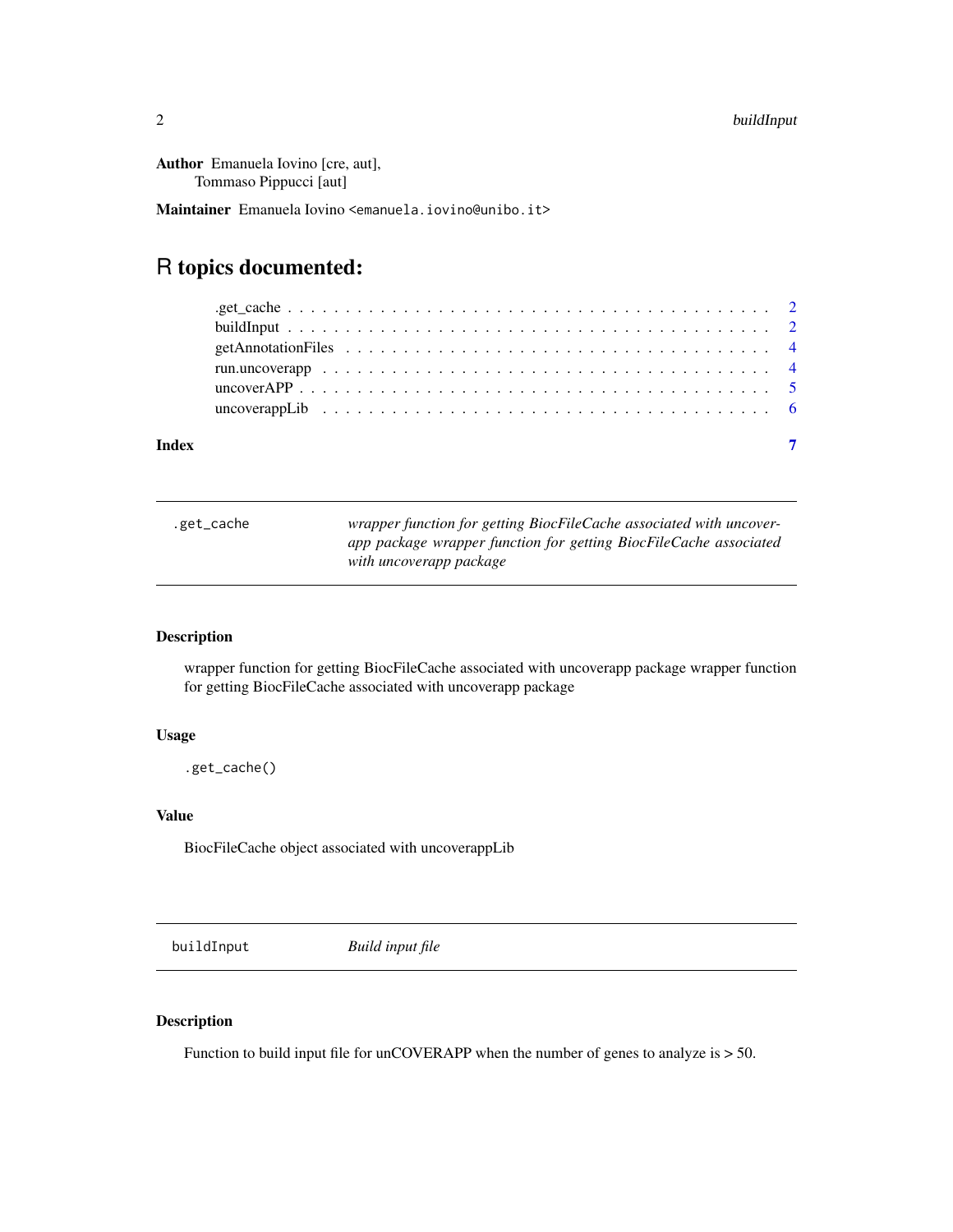**Author** Emanuela Iovino [cre, aut],
Tommaso Pippucci [aut]

**Maintainer** Emanuela Iovino <emanuela.iovino@unibo.it>

# R topics documented:

- .get_cache . . . . . . . . . . . . . . . . . . . . . . . . . . . . . . . . . . . . . . . 2
- buildInput . . . . . . . . . . . . . . . . . . . . . . . . . . . . . . . . . . . . . . . 2
- getAnnotationFiles . . . . . . . . . . . . . . . . . . . . . . . . . . . . . . . . . . 4
- run.uncoverapp . . . . . . . . . . . . . . . . . . . . . . . . . . . . . . . . . . . . 4
- uncoverAPP . . . . . . . . . . . . . . . . . . . . . . . . . . . . . . . . . . . . . . 5
- uncoverappLib . . . . . . . . . . . . . . . . . . . . . . . . . . . . . . . . . . . . 6

**Index** 7

---

## .get_cache — *wrapper function for getting BiocFileCache associated with uncoverapp package wrapper function for getting BiocFileCache associated with uncoverapp package*

### Description

wrapper function for getting BiocFileCache associated with uncoverapp package wrapper function for getting BiocFileCache associated with uncoverapp package

### Usage

```
.get_cache()
```

### Value

BiocFileCache object associated with uncoverappLib

---

## buildInput — *Build input file*

### Description

Function to build input file for unCOVERAPP when the number of genes to analyze is > 50.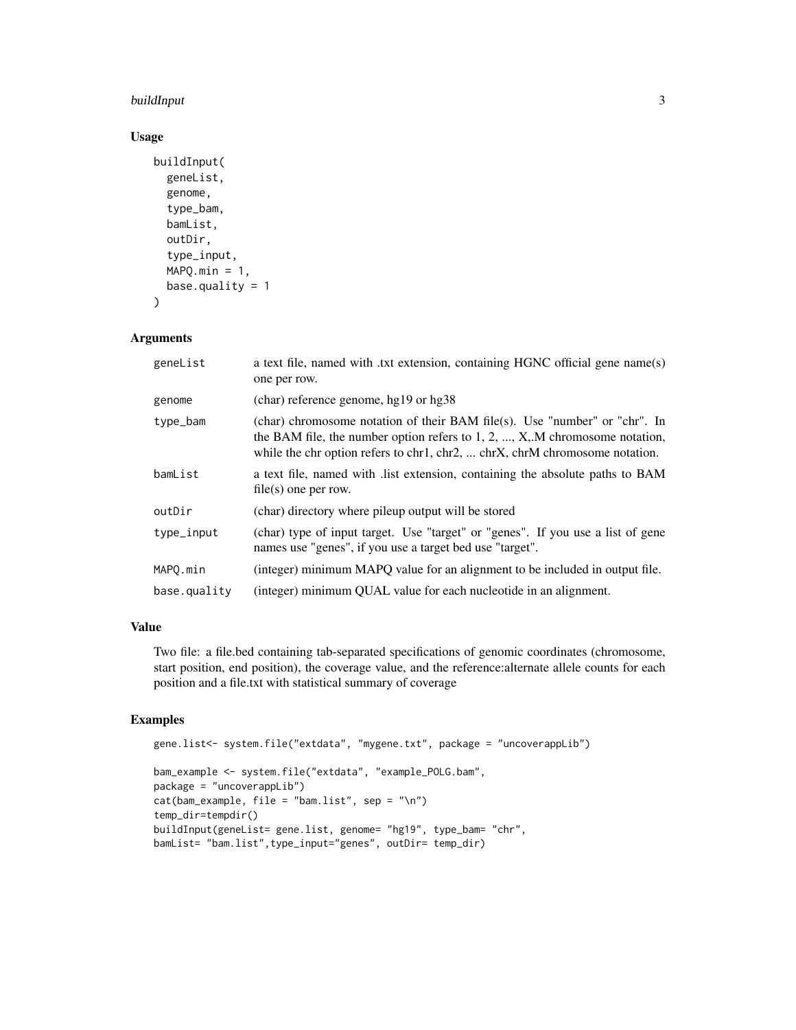## Usage

```
buildInput(
  geneList,
  genome,
  type_bam,
  bamList,
  outDir,
  type_input,
  MAPQ.min = 1,
  base.quality = 1
)
```

## Arguments

| | |
|---|---|
| geneList | a text file, named with .txt extension, containing HGNC official gene name(s) one per row. |
| genome | (char) reference genome, hg19 or hg38 |
| type_bam | (char) chromosome notation of their BAM file(s). Use "number" or "chr". In the BAM file, the number option refers to 1, 2, ..., X,.M chromosome notation, while the chr option refers to chr1, chr2, ... chrX, chrM chromosome notation. |
| bamList | a text file, named with .list extension, containing the absolute paths to BAM file(s) one per row. |
| outDir | (char) directory where pileup output will be stored |
| type_input | (char) type of input target. Use "target" or "genes". If you use a list of gene names use "genes", if you use a target bed use "target". |
| MAPQ.min | (integer) minimum MAPQ value for an alignment to be included in output file. |
| base.quality | (integer) minimum QUAL value for each nucleotide in an alignment. |

## Value

Two file: a file.bed containing tab-separated specifications of genomic coordinates (chromosome, start position, end position), the coverage value, and the reference:alternate allele counts for each position and a file.txt with statistical summary of coverage

## Examples

```
gene.list<- system.file("extdata", "mygene.txt", package = "uncoverappLib")

bam_example <- system.file("extdata", "example_POLG.bam",
package = "uncoverappLib")
cat(bam_example, file = "bam.list", sep = "\n")
temp_dir=tempdir()
buildInput(geneList= gene.list, genome= "hg19", type_bam= "chr",
bamList= "bam.list",type_input="genes", outDir= temp_dir)
```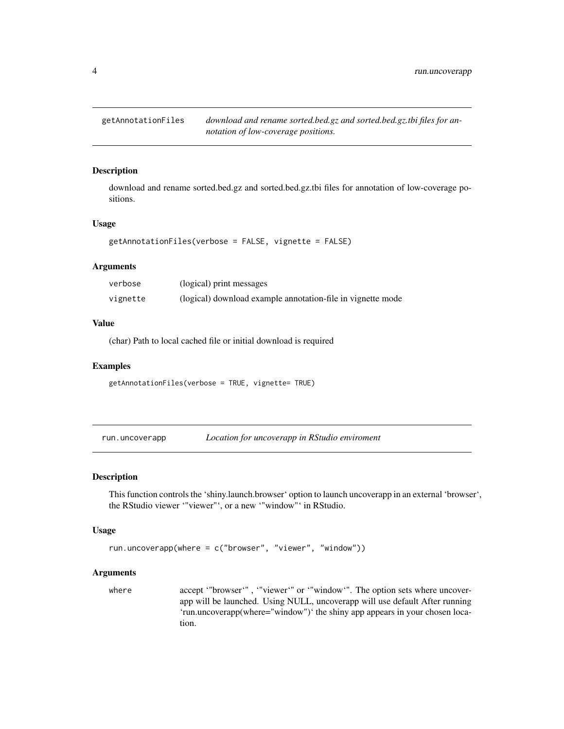## getAnnotationFiles

*download and rename sorted.bed.gz and sorted.bed.gz.tbi files for annotation of low-coverage positions.*

### Description

download and rename sorted.bed.gz and sorted.bed.gz.tbi files for annotation of low-coverage positions.

### Usage

```
getAnnotationFiles(verbose = FALSE, vignette = FALSE)
```

### Arguments

| | |
|---|---|
| verbose | (logical) print messages |
| vignette | (logical) download example annotation-file in vignette mode |

### Value

(char) Path to local cached file or initial download is required

### Examples

```
getAnnotationFiles(verbose = TRUE, vignette= TRUE)
```

## run.uncoverapp

*Location for uncoverapp in RStudio enviroment*

### Description

This function controls the 'shiny.launch.browser' option to launch uncoverapp in an external 'browser', the RStudio viewer '"viewer"', or a new '"window"' in RStudio.

### Usage

```
run.uncoverapp(where = c("browser", "viewer", "window"))
```

### Arguments

| | |
|---|---|
| where | accept '"browser'" , '"viewer'" or '"window'". The option sets where uncoverapp will be launched. Using NULL, uncoverapp will use default After running 'run.uncoverapp(where="window")' the shiny app appears in your chosen location. |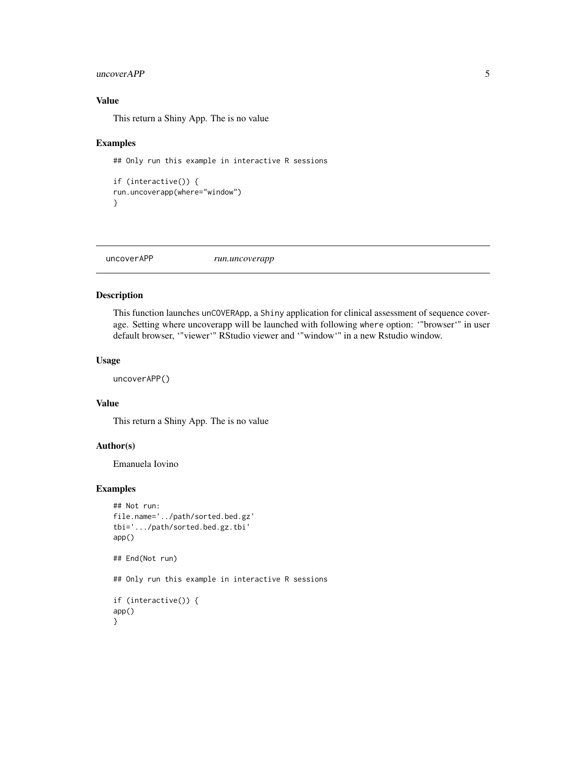### Value

This return a Shiny App. The is no value

### Examples

```
## Only run this example in interactive R sessions

if (interactive()) {
run.uncoverapp(where="window")
}
```

---

## uncoverAPP *run.uncoverapp*

---

### Description

This function launches unCOVERApp, a Shiny application for clinical assessment of sequence coverage. Setting where uncoverapp will be launched with following where option: '"browser'" in user default browser, '"viewer'" RStudio viewer and '"window'" in a new Rstudio window.

### Usage

```
uncoverAPP()
```

### Value

This return a Shiny App. The is no value

### Author(s)

Emanuela Iovino

### Examples

```
## Not run:
file.name='../path/sorted.bed.gz'
tbi='.../path/sorted.bed.gz.tbi'
app()

## End(Not run)

## Only run this example in interactive R sessions

if (interactive()) {
app()
}
```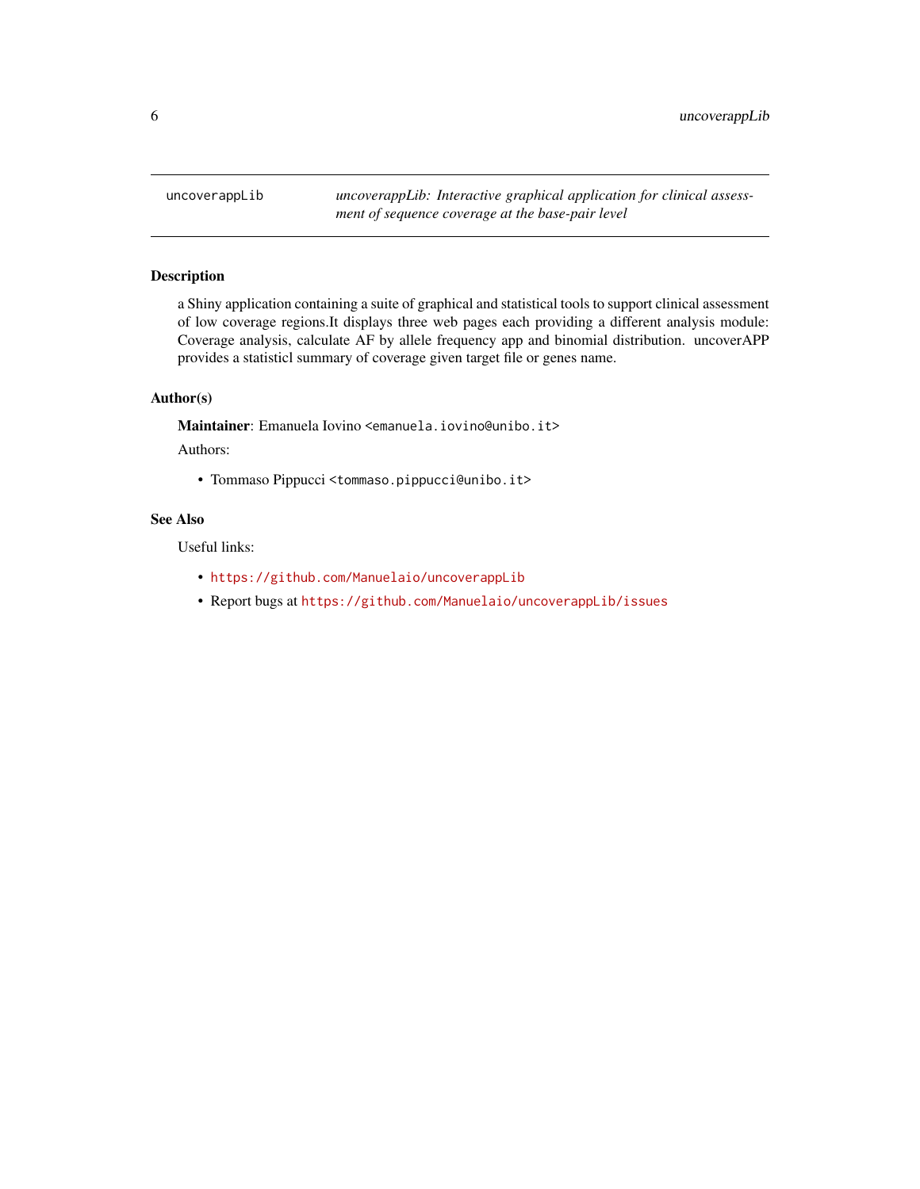# uncoverappLib

*uncoverappLib: Interactive graphical application for clinical assessment of sequence coverage at the base-pair level*

## Description

a Shiny application containing a suite of graphical and statistical tools to support clinical assessment of low coverage regions.It displays three web pages each providing a different analysis module: Coverage analysis, calculate AF by allele frequency app and binomial distribution. uncoverAPP provides a statisticl summary of coverage given target file or genes name.

## Author(s)

**Maintainer**: Emanuela Iovino <emanuela.iovino@unibo.it>

Authors:

- Tommaso Pippucci <tommaso.pippucci@unibo.it>

## See Also

Useful links:

- https://github.com/Manuelaio/uncoverappLib
- Report bugs at https://github.com/Manuelaio/uncoverappLib/issues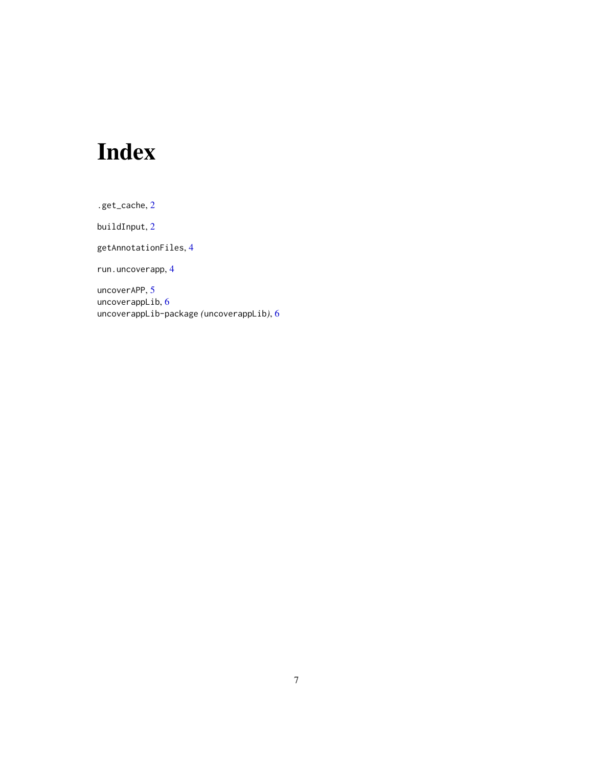# Index

.get_cache, 2

buildInput, 2

getAnnotationFiles, 4

run.uncoverapp, 4

uncoverAPP, 5
uncoverappLib, 6
uncoverappLib-package (uncoverappLib), 6